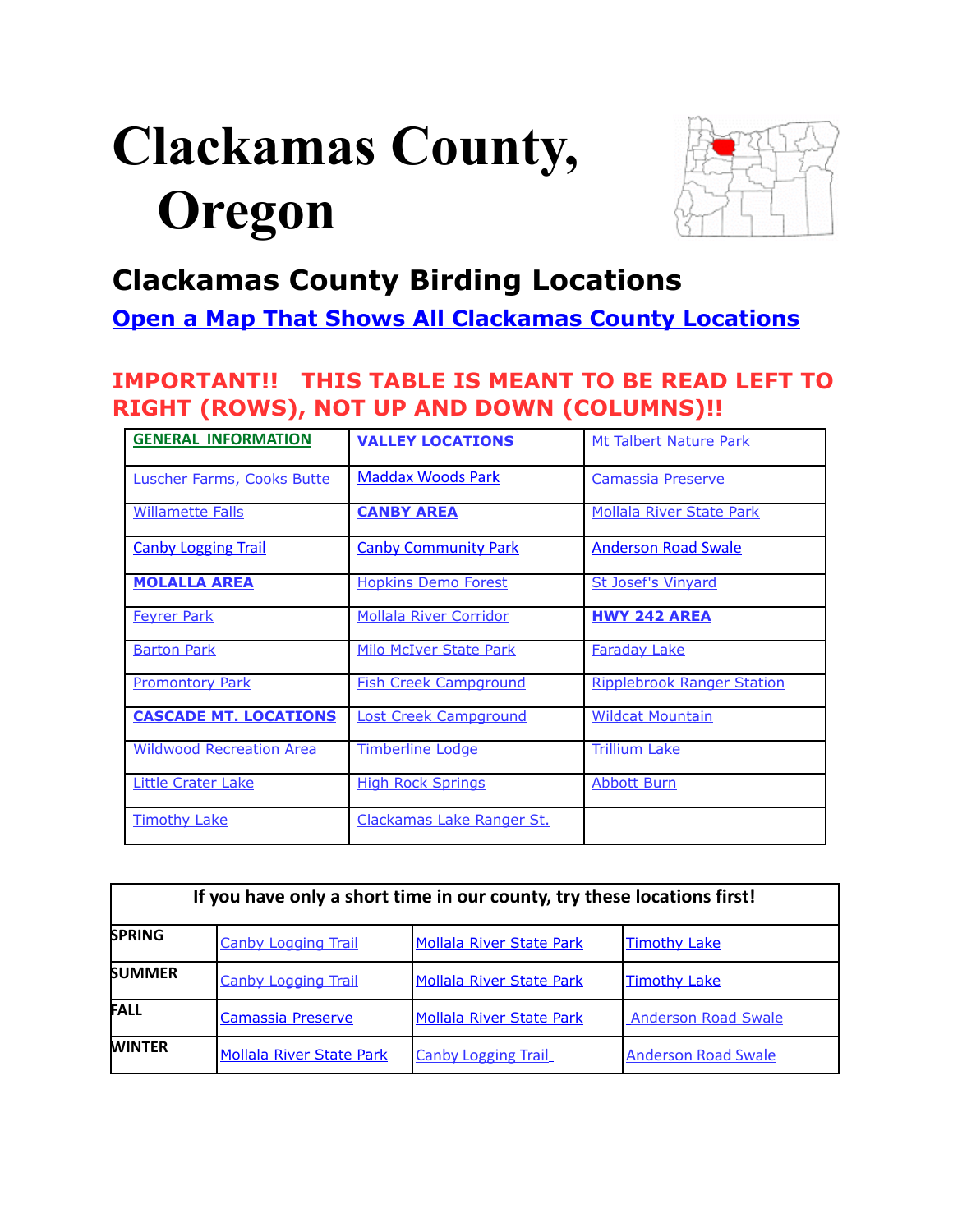# Clackamas County, Oregon

## Clackamas County Birding Locations

**Open a Map That Shows All Clackamas County Locations**

**IMPORTANT!! THIS TABLE IS MEANT TO BE READ LEFT TO RIGHT (ROWS), NOT UP AND DOWN (COLUMNS)!!**

| | | |
|---|---|---|
| **GENERAL INFORMATION** | **VALLEY LOCATIONS** | Mt Talbert Nature Park |
| Luscher Farms, Cooks Butte | Maddax Woods Park | Camassia Preserve |
| Willamette Falls | **CANBY AREA** | Mollala River State Park |
| Canby Logging Trail | Canby Community Park | Anderson Road Swale |
| **MOLALLA AREA** | Hopkins Demo Forest | St Josef's Vinyard |
| Feyrer Park | Mollala River Corridor | **HWY 242 AREA** |
| Barton Park | Milo McIver State Park | Faraday Lake |
| Promontory Park | Fish Creek Campground | Ripplebrook Ranger Station |
| **CASCADE MT. LOCATIONS** | Lost Creek Campground | Wildcat Mountain |
| Wildwood Recreation Area | Timberline Lodge | Trillium Lake |
| Little Crater Lake | High Rock Springs | Abbott Burn |
| Timothy Lake | Clackamas Lake Ranger St. | |

| If you have only a short time in our county, try these locations first! | | | |
|---|---|---|---|
| **SPRING** | Canby Logging Trail | Mollala River State Park | Timothy Lake |
| **SUMMER** | Canby Logging Trail | Mollala River State Park | Timothy Lake |
| **FALL** | Camassia Preserve | Mollala River State Park | Anderson Road Swale |
| **WINTER** | Mollala River State Park | Canby Logging Trail | Anderson Road Swale |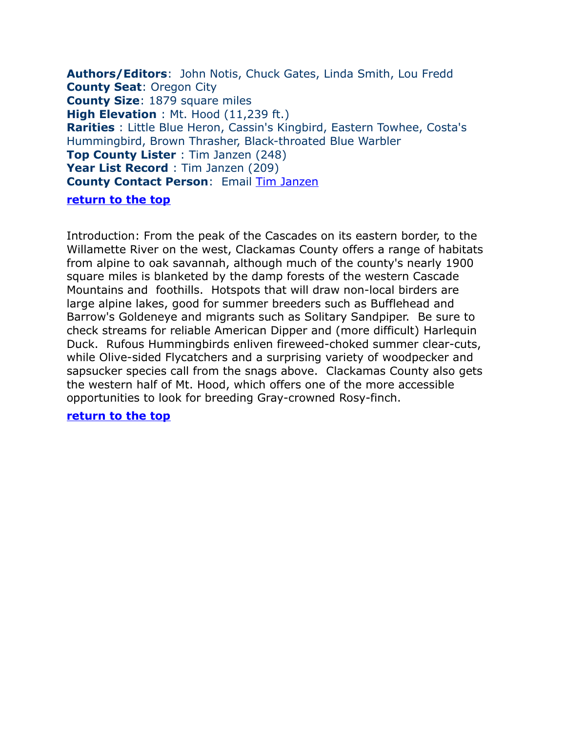**Authors/Editors**: John Notis, Chuck Gates, Linda Smith, Lou Fredd
**County Seat**: Oregon City
**County Size**: 1879 square miles
**High Elevation** : Mt. Hood (11,239 ft.)
**Rarities** : Little Blue Heron, Cassin's Kingbird, Eastern Towhee, Costa's Hummingbird, Brown Thrasher, Black-throated Blue Warbler
**Top County Lister** : Tim Janzen (248)
**Year List Record** : Tim Janzen (209)
**County Contact Person**: Email Tim Janzen

**return to the top**

Introduction: From the peak of the Cascades on its eastern border, to the Willamette River on the west, Clackamas County offers a range of habitats from alpine to oak savannah, although much of the county's nearly 1900 square miles is blanketed by the damp forests of the western Cascade Mountains and foothills. Hotspots that will draw non-local birders are large alpine lakes, good for summer breeders such as Bufflehead and Barrow's Goldeneye and migrants such as Solitary Sandpiper. Be sure to check streams for reliable American Dipper and (more difficult) Harlequin Duck. Rufous Hummingbirds enliven fireweed-choked summer clear-cuts, while Olive-sided Flycatchers and a surprising variety of woodpecker and sapsucker species call from the snags above. Clackamas County also gets the western half of Mt. Hood, which offers one of the more accessible opportunities to look for breeding Gray-crowned Rosy-finch.

**return to the top**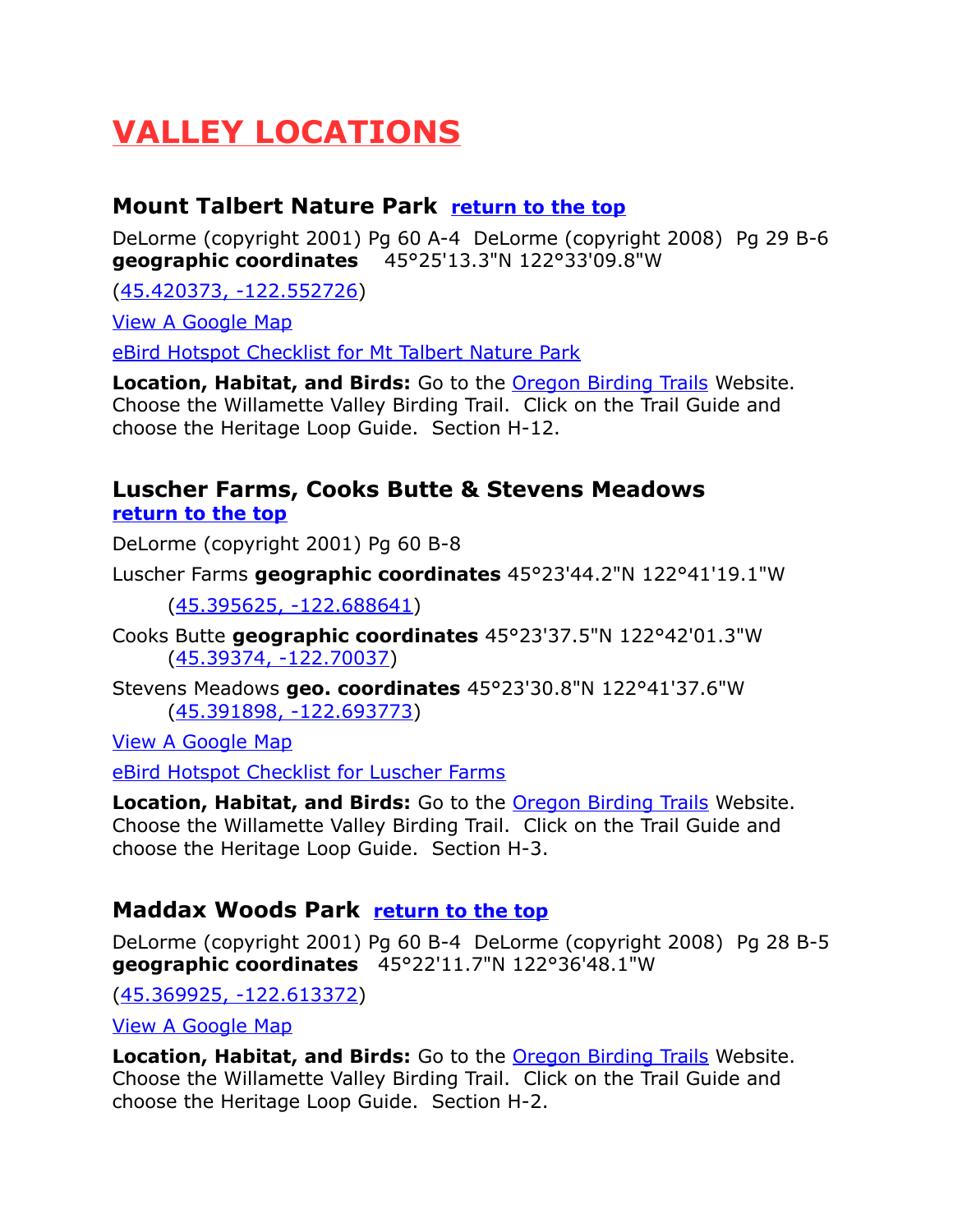# VALLEY LOCATIONS

### Mount Talbert Nature Park  return to the top

DeLorme (copyright 2001) Pg 60 A-4  DeLorme (copyright 2008)  Pg 29 B-6
**geographic coordinates**   45°25'13.3"N 122°33'09.8"W

(45.420373, -122.552726)

View A Google Map

eBird Hotspot Checklist for Mt Talbert Nature Park

**Location, Habitat, and Birds:** Go to the Oregon Birding Trails Website. Choose the Willamette Valley Birding Trail.  Click on the Trail Guide and choose the Heritage Loop Guide.  Section H-12.

### Luscher Farms, Cooks Butte & Stevens Meadows
return to the top

DeLorme (copyright 2001) Pg 60 B-8

Luscher Farms **geographic coordinates** 45°23'44.2"N 122°41'19.1"W

(45.395625, -122.688641)

Cooks Butte **geographic coordinates** 45°23'37.5"N 122°42'01.3"W
(45.39374, -122.70037)

Stevens Meadows **geo. coordinates** 45°23'30.8"N 122°41'37.6"W
(45.391898, -122.693773)

View A Google Map

eBird Hotspot Checklist for Luscher Farms

**Location, Habitat, and Birds:** Go to the Oregon Birding Trails Website. Choose the Willamette Valley Birding Trail.  Click on the Trail Guide and choose the Heritage Loop Guide.  Section H-3.

### Maddax Woods Park  return to the top

DeLorme (copyright 2001) Pg 60 B-4  DeLorme (copyright 2008)  Pg 28 B-5
**geographic coordinates**   45°22'11.7"N 122°36'48.1"W

(45.369925, -122.613372)

View A Google Map

**Location, Habitat, and Birds:** Go to the Oregon Birding Trails Website. Choose the Willamette Valley Birding Trail.  Click on the Trail Guide and choose the Heritage Loop Guide.  Section H-2.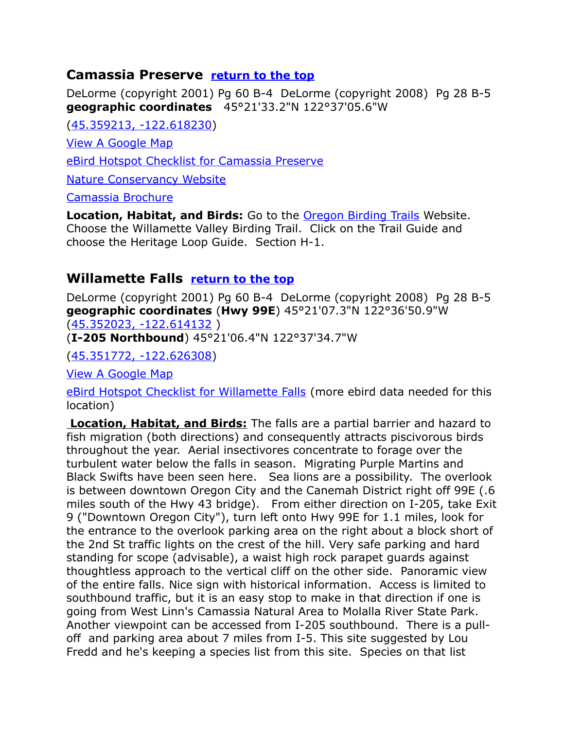## Camassia Preserve [return to the top]

DeLorme (copyright 2001) Pg 60 B-4 DeLorme (copyright 2008) Pg 28 B-5
**geographic coordinates** 45°21'33.2"N 122°37'05.6"W

(45.359213, -122.618230)

View A Google Map

eBird Hotspot Checklist for Camassia Preserve

Nature Conservancy Website

Camassia Brochure

**Location, Habitat, and Birds:** Go to the Oregon Birding Trails Website. Choose the Willamette Valley Birding Trail. Click on the Trail Guide and choose the Heritage Loop Guide. Section H-1.

## Willamette Falls [return to the top]

DeLorme (copyright 2001) Pg 60 B-4 DeLorme (copyright 2008) Pg 28 B-5
**geographic coordinates** (**Hwy 99E**) 45°21'07.3"N 122°36'50.9"W
(45.352023, -122.614132 )
(**I-205 Northbound**) 45°21'06.4"N 122°37'34.7"W

(45.351772, -122.626308)

View A Google Map

eBird Hotspot Checklist for Willamette Falls (more ebird data needed for this location)

**Location, Habitat, and Birds:** The falls are a partial barrier and hazard to fish migration (both directions) and consequently attracts piscivorous birds throughout the year. Aerial insectivores concentrate to forage over the turbulent water below the falls in season. Migrating Purple Martins and Black Swifts have been seen here. Sea lions are a possibility. The overlook is between downtown Oregon City and the Canemah District right off 99E (.6 miles south of the Hwy 43 bridge). From either direction on I-205, take Exit 9 ("Downtown Oregon City"), turn left onto Hwy 99E for 1.1 miles, look for the entrance to the overlook parking area on the right about a block short of the 2nd St traffic lights on the crest of the hill. Very safe parking and hard standing for scope (advisable), a waist high rock parapet guards against thoughtless approach to the vertical cliff on the other side. Panoramic view of the entire falls. Nice sign with historical information. Access is limited to southbound traffic, but it is an easy stop to make in that direction if one is going from West Linn's Camassia Natural Area to Molalla River State Park. Another viewpoint can be accessed from I-205 southbound. There is a pull-off and parking area about 7 miles from I-5. This site suggested by Lou Fredd and he's keeping a species list from this site. Species on that list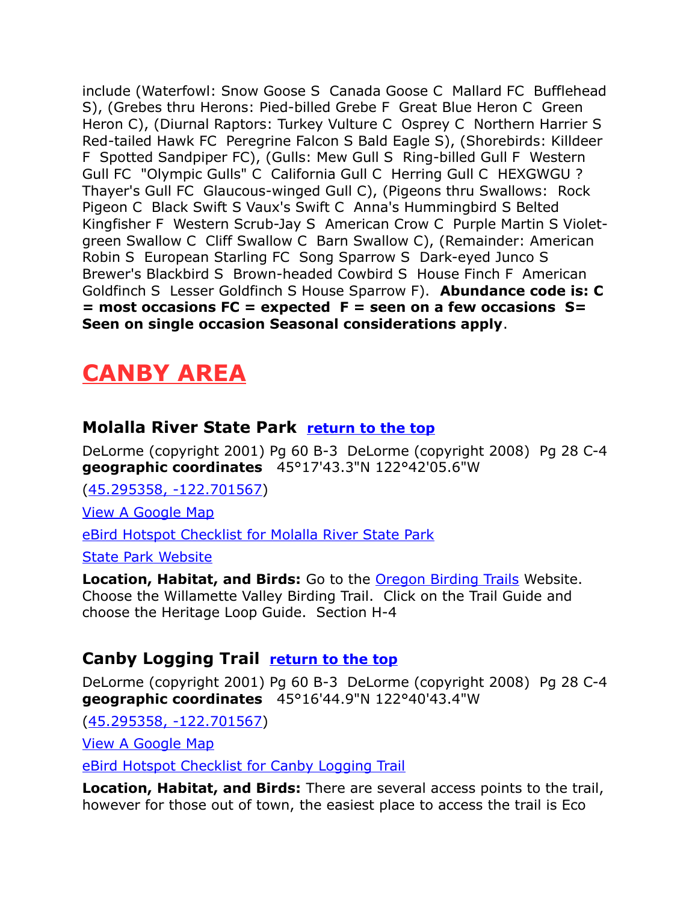include (Waterfowl: Snow Goose S  Canada Goose C  Mallard FC  Bufflehead S), (Grebes thru Herons: Pied-billed Grebe F  Great Blue Heron C  Green Heron C), (Diurnal Raptors: Turkey Vulture C  Osprey C  Northern Harrier S  Red-tailed Hawk FC  Peregrine Falcon S Bald Eagle S), (Shorebirds: Killdeer F  Spotted Sandpiper FC), (Gulls: Mew Gull S  Ring-billed Gull F  Western Gull FC  "Olympic Gulls" C  California Gull C  Herring Gull C  HEXGWGU ?  Thayer's Gull FC  Glaucous-winged Gull C), (Pigeons thru Swallows:  Rock Pigeon C  Black Swift S Vaux's Swift C  Anna's Hummingbird S Belted Kingfisher F  Western Scrub-Jay S  American Crow C  Purple Martin S Violet-green Swallow C  Cliff Swallow C  Barn Swallow C), (Remainder: American Robin S  European Starling FC  Song Sparrow S  Dark-eyed Junco S  Brewer's Blackbird S  Brown-headed Cowbird S  House Finch F  American Goldfinch S  Lesser Goldfinch S House Sparrow F).  **Abundance code is: C = most occasions FC = expected  F = seen on a few occasions  S= Seen on single occasion Seasonal considerations apply**.

# CANBY AREA

### Molalla River State Park  return to the top

DeLorme (copyright 2001) Pg 60 B-3  DeLorme (copyright 2008)  Pg 28 C-4
**geographic coordinates**   45°17'43.3"N 122°42'05.6"W

(45.295358, -122.701567)

View A Google Map

eBird Hotspot Checklist for Molalla River State Park

State Park Website

**Location, Habitat, and Birds:** Go to the Oregon Birding Trails Website. Choose the Willamette Valley Birding Trail.  Click on the Trail Guide and choose the Heritage Loop Guide.  Section H-4

### Canby Logging Trail  return to the top

DeLorme (copyright 2001) Pg 60 B-3  DeLorme (copyright 2008)  Pg 28 C-4
**geographic coordinates**   45°16'44.9"N 122°40'43.4"W

(45.295358, -122.701567)

View A Google Map

eBird Hotspot Checklist for Canby Logging Trail

**Location, Habitat, and Birds:** There are several access points to the trail, however for those out of town, the easiest place to access the trail is Eco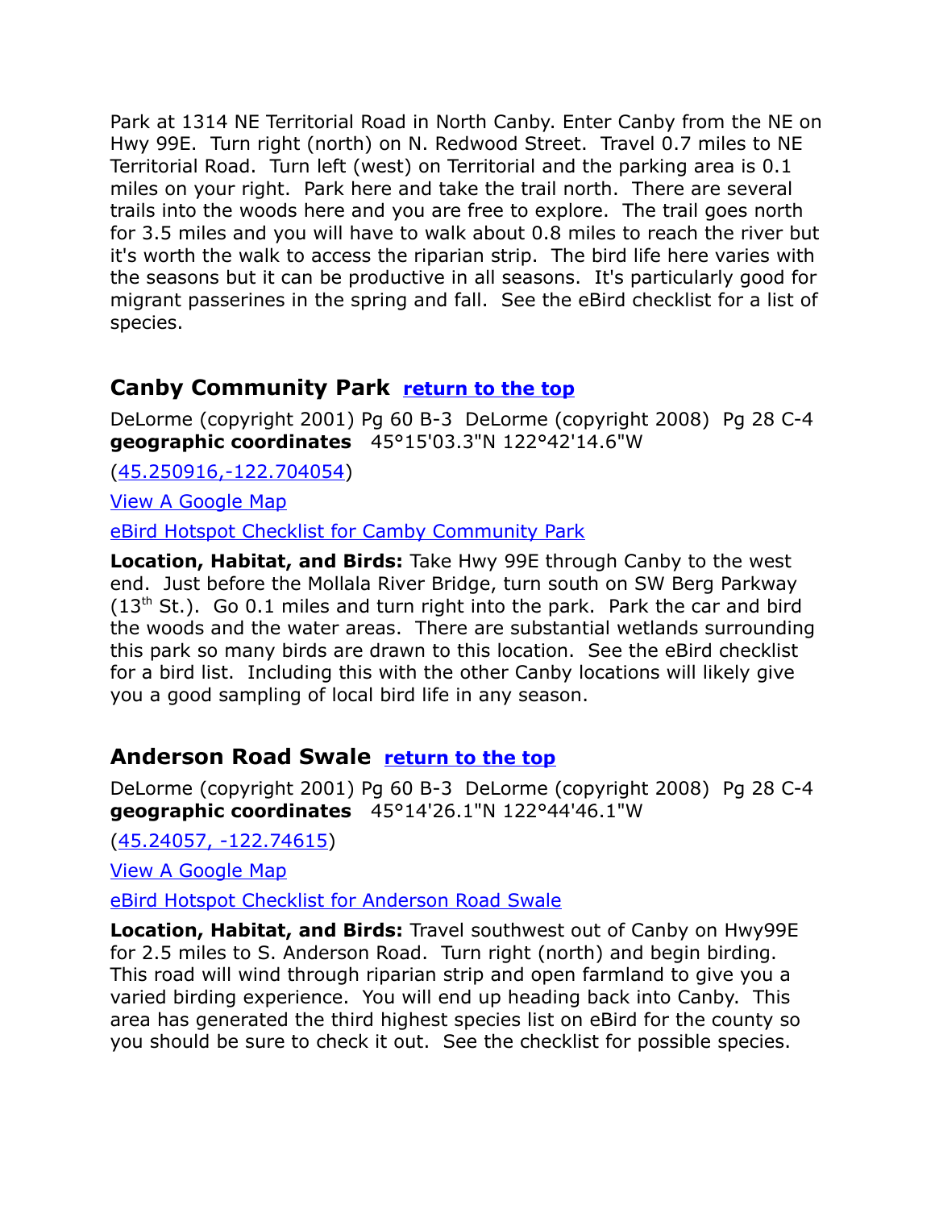Park at 1314 NE Territorial Road in North Canby. Enter Canby from the NE on Hwy 99E. Turn right (north) on N. Redwood Street. Travel 0.7 miles to NE Territorial Road. Turn left (west) on Territorial and the parking area is 0.1 miles on your right. Park here and take the trail north. There are several trails into the woods here and you are free to explore. The trail goes north for 3.5 miles and you will have to walk about 0.8 miles to reach the river but it's worth the walk to access the riparian strip. The bird life here varies with the seasons but it can be productive in all seasons. It's particularly good for migrant passerines in the spring and fall. See the eBird checklist for a list of species.

## Canby Community Park return to the top

DeLorme (copyright 2001) Pg 60 B-3 DeLorme (copyright 2008) Pg 28 C-4
**geographic coordinates** 45°15'03.3"N 122°42'14.6"W

(45.250916,-122.704054)

View A Google Map

eBird Hotspot Checklist for Camby Community Park

**Location, Habitat, and Birds:** Take Hwy 99E through Canby to the west end. Just before the Mollala River Bridge, turn south on SW Berg Parkway (13th St.). Go 0.1 miles and turn right into the park. Park the car and bird the woods and the water areas. There are substantial wetlands surrounding this park so many birds are drawn to this location. See the eBird checklist for a bird list. Including this with the other Canby locations will likely give you a good sampling of local bird life in any season.

## Anderson Road Swale return to the top

DeLorme (copyright 2001) Pg 60 B-3 DeLorme (copyright 2008) Pg 28 C-4
**geographic coordinates** 45°14'26.1"N 122°44'46.1"W

(45.24057, -122.74615)

View A Google Map

eBird Hotspot Checklist for Anderson Road Swale

**Location, Habitat, and Birds:** Travel southwest out of Canby on Hwy99E for 2.5 miles to S. Anderson Road. Turn right (north) and begin birding. This road will wind through riparian strip and open farmland to give you a varied birding experience. You will end up heading back into Canby. This area has generated the third highest species list on eBird for the county so you should be sure to check it out. See the checklist for possible species.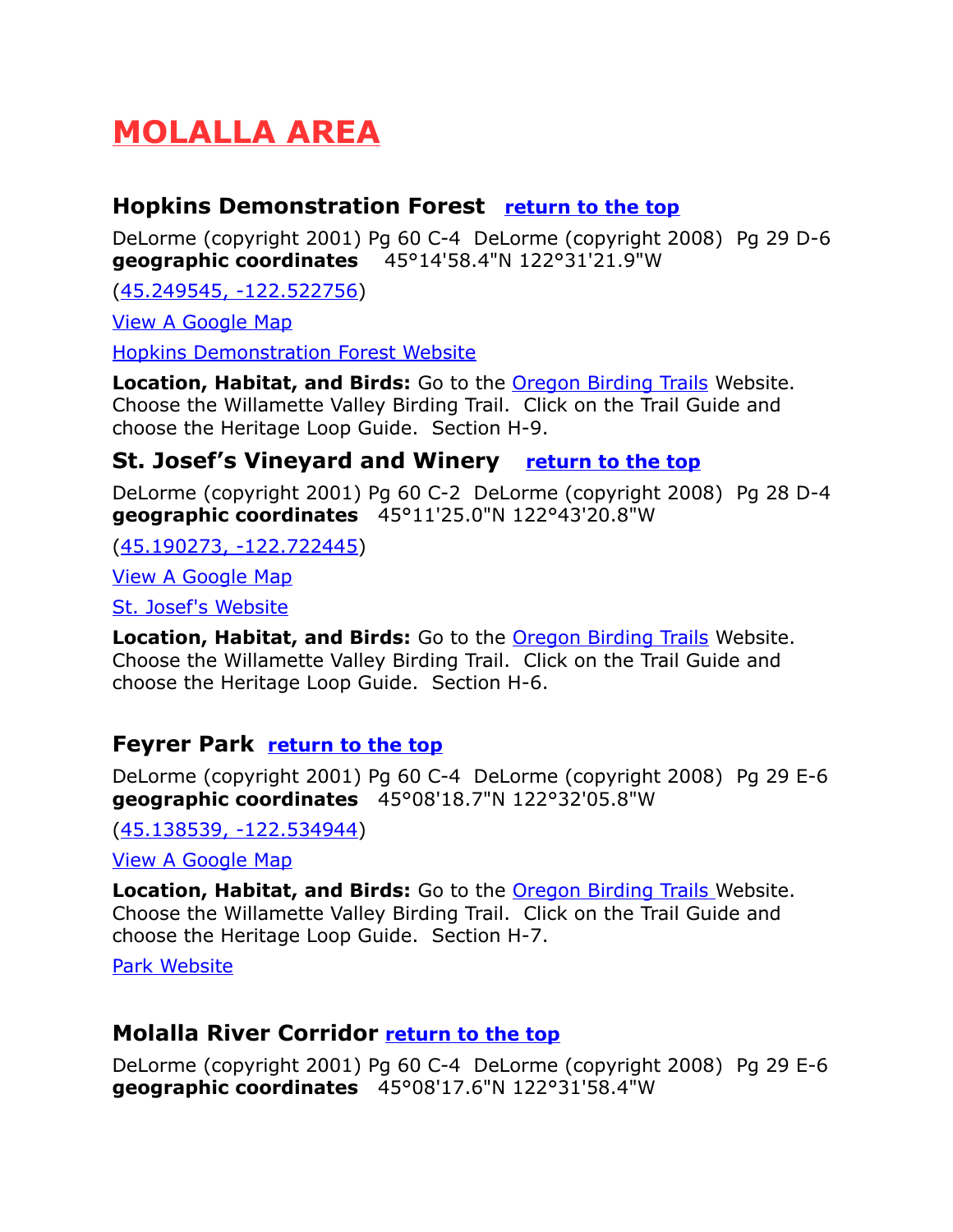# MOLALLA AREA

### Hopkins Demonstration Forest return to the top

DeLorme (copyright 2001) Pg 60 C-4  DeLorme (copyright 2008)  Pg 29 D-6
**geographic coordinates**   45°14'58.4"N 122°31'21.9"W

(45.249545, -122.522756)

View A Google Map

Hopkins Demonstration Forest Website

**Location, Habitat, and Birds:** Go to the Oregon Birding Trails Website. Choose the Willamette Valley Birding Trail. Click on the Trail Guide and choose the Heritage Loop Guide. Section H-9.

### St. Josef's Vineyard and Winery return to the top

DeLorme (copyright 2001) Pg 60 C-2  DeLorme (copyright 2008)  Pg 28 D-4
**geographic coordinates**   45°11'25.0"N 122°43'20.8"W

(45.190273, -122.722445)

View A Google Map

St. Josef's Website

**Location, Habitat, and Birds:** Go to the Oregon Birding Trails Website. Choose the Willamette Valley Birding Trail. Click on the Trail Guide and choose the Heritage Loop Guide. Section H-6.

### Feyrer Park return to the top

DeLorme (copyright 2001) Pg 60 C-4  DeLorme (copyright 2008)  Pg 29 E-6
**geographic coordinates**   45°08'18.7"N 122°32'05.8"W

(45.138539, -122.534944)

View A Google Map

**Location, Habitat, and Birds:** Go to the Oregon Birding Trails Website. Choose the Willamette Valley Birding Trail. Click on the Trail Guide and choose the Heritage Loop Guide. Section H-7.

Park Website

### Molalla River Corridor return to the top

DeLorme (copyright 2001) Pg 60 C-4  DeLorme (copyright 2008)  Pg 29 E-6
**geographic coordinates**   45°08'17.6"N 122°31'58.4"W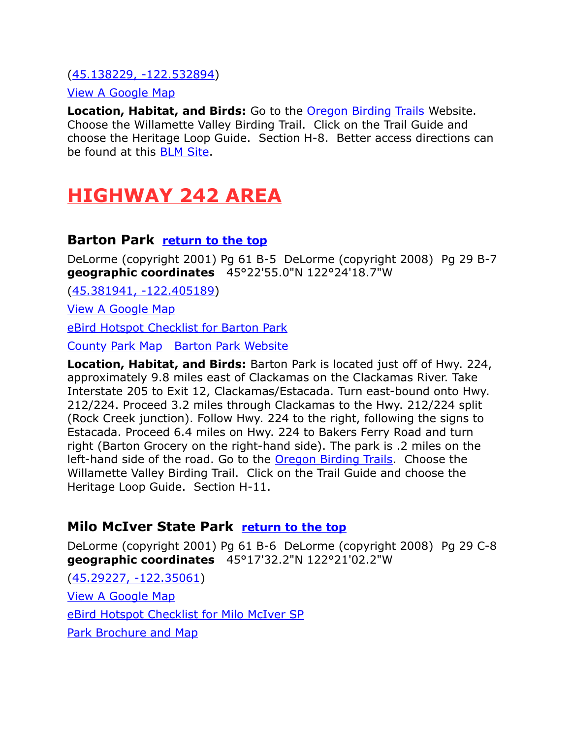(45.138229, -122.532894)

View A Google Map

**Location, Habitat, and Birds:** Go to the Oregon Birding Trails Website. Choose the Willamette Valley Birding Trail. Click on the Trail Guide and choose the Heritage Loop Guide. Section H-8. Better access directions can be found at this BLM Site.

# HIGHWAY 242 AREA

### Barton Park return to the top

DeLorme (copyright 2001) Pg 61 B-5 DeLorme (copyright 2008) Pg 29 B-7
**geographic coordinates** 45°22'55.0"N 122°24'18.7"W

(45.381941, -122.405189)

View A Google Map

eBird Hotspot Checklist for Barton Park

County Park Map Barton Park Website

**Location, Habitat, and Birds:** Barton Park is located just off of Hwy. 224, approximately 9.8 miles east of Clackamas on the Clackamas River. Take Interstate 205 to Exit 12, Clackamas/Estacada. Turn east-bound onto Hwy. 212/224. Proceed 3.2 miles through Clackamas to the Hwy. 212/224 split (Rock Creek junction). Follow Hwy. 224 to the right, following the signs to Estacada. Proceed 6.4 miles on Hwy. 224 to Bakers Ferry Road and turn right (Barton Grocery on the right-hand side). The park is .2 miles on the left-hand side of the road. Go to the Oregon Birding Trails. Choose the Willamette Valley Birding Trail. Click on the Trail Guide and choose the Heritage Loop Guide. Section H-11.

### Milo McIver State Park return to the top

DeLorme (copyright 2001) Pg 61 B-6 DeLorme (copyright 2008) Pg 29 C-8
**geographic coordinates** 45°17'32.2"N 122°21'02.2"W

(45.29227, -122.35061)

View A Google Map

eBird Hotspot Checklist for Milo McIver SP

Park Brochure and Map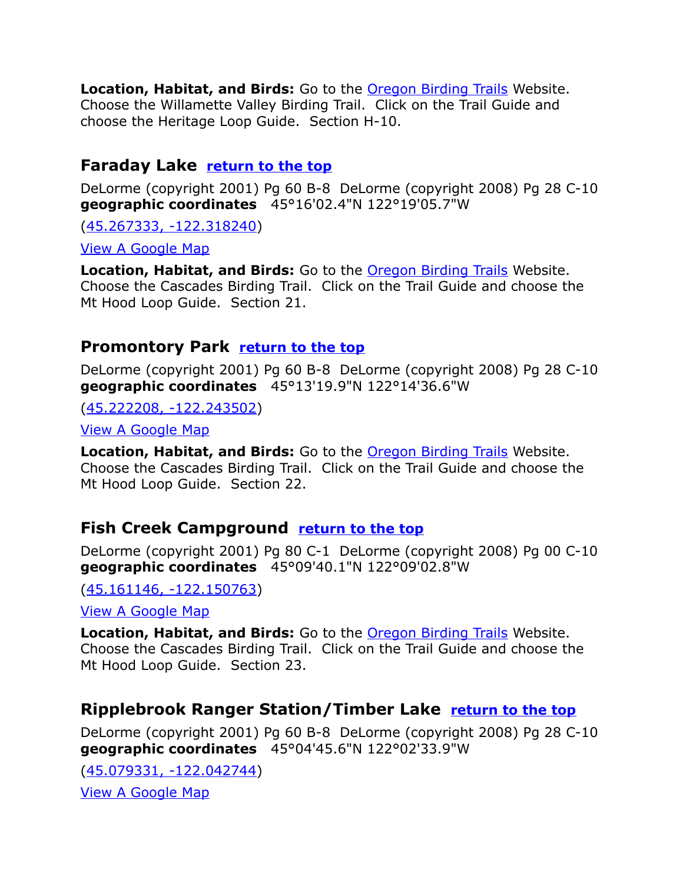**Location, Habitat, and Birds:** Go to the [Oregon Birding Trails]() Website. Choose the Willamette Valley Birding Trail. Click on the Trail Guide and choose the Heritage Loop Guide. Section H-10.

### Faraday Lake [return to the top]()

DeLorme (copyright 2001) Pg 60 B-8 DeLorme (copyright 2008) Pg 28 C-10
**geographic coordinates** 45°16'02.4"N 122°19'05.7"W

([45.267333, -122.318240]())

[View A Google Map]()

**Location, Habitat, and Birds:** Go to the [Oregon Birding Trails]() Website. Choose the Cascades Birding Trail. Click on the Trail Guide and choose the Mt Hood Loop Guide. Section 21.

### Promontory Park [return to the top]()

DeLorme (copyright 2001) Pg 60 B-8 DeLorme (copyright 2008) Pg 28 C-10
**geographic coordinates** 45°13'19.9"N 122°14'36.6"W

([45.222208, -122.243502]())

[View A Google Map]()

**Location, Habitat, and Birds:** Go to the [Oregon Birding Trails]() Website. Choose the Cascades Birding Trail. Click on the Trail Guide and choose the Mt Hood Loop Guide. Section 22.

### Fish Creek Campground [return to the top]()

DeLorme (copyright 2001) Pg 80 C-1 DeLorme (copyright 2008) Pg 00 C-10
**geographic coordinates** 45°09'40.1"N 122°09'02.8"W

([45.161146, -122.150763]())

[View A Google Map]()

**Location, Habitat, and Birds:** Go to the [Oregon Birding Trails]() Website. Choose the Cascades Birding Trail. Click on the Trail Guide and choose the Mt Hood Loop Guide. Section 23.

### Ripplebrook Ranger Station/Timber Lake [return to the top]()

DeLorme (copyright 2001) Pg 60 B-8 DeLorme (copyright 2008) Pg 28 C-10
**geographic coordinates** 45°04'45.6"N 122°02'33.9"W

([45.079331, -122.042744]())

[View A Google Map]()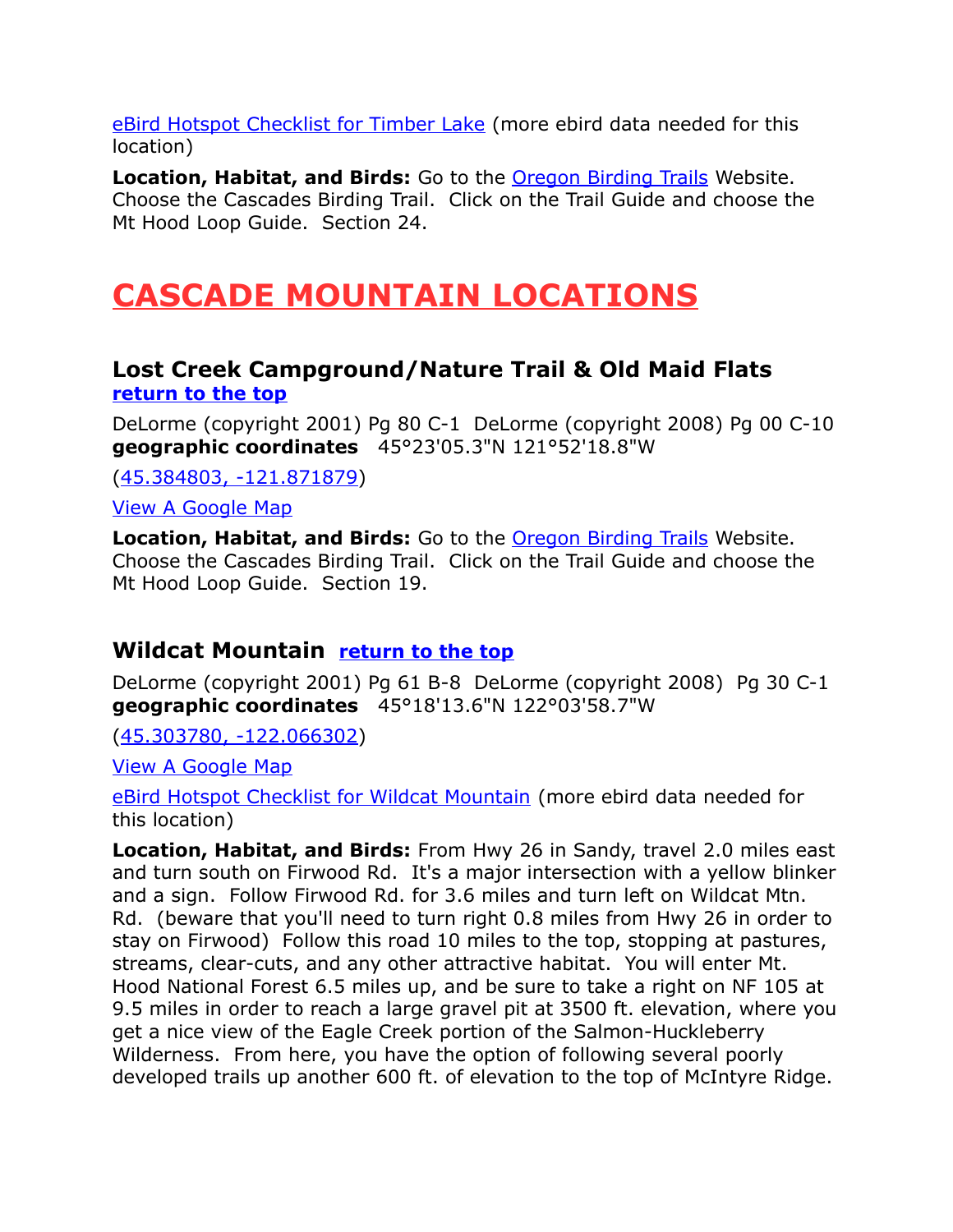eBird Hotspot Checklist for Timber Lake (more ebird data needed for this location)

**Location, Habitat, and Birds:** Go to the Oregon Birding Trails Website. Choose the Cascades Birding Trail. Click on the Trail Guide and choose the Mt Hood Loop Guide. Section 24.

# CASCADE MOUNTAIN LOCATIONS

## Lost Creek Campground/Nature Trail & Old Maid Flats

**return to the top**

DeLorme (copyright 2001) Pg 80 C-1 DeLorme (copyright 2008) Pg 00 C-10
**geographic coordinates** 45°23'05.3"N 121°52'18.8"W

(45.384803, -121.871879)

View A Google Map

**Location, Habitat, and Birds:** Go to the Oregon Birding Trails Website. Choose the Cascades Birding Trail. Click on the Trail Guide and choose the Mt Hood Loop Guide. Section 19.

## Wildcat Mountain **return to the top**

DeLorme (copyright 2001) Pg 61 B-8 DeLorme (copyright 2008) Pg 30 C-1
**geographic coordinates** 45°18'13.6"N 122°03'58.7"W

(45.303780, -122.066302)

View A Google Map

eBird Hotspot Checklist for Wildcat Mountain (more ebird data needed for this location)

**Location, Habitat, and Birds:** From Hwy 26 in Sandy, travel 2.0 miles east and turn south on Firwood Rd. It's a major intersection with a yellow blinker and a sign. Follow Firwood Rd. for 3.6 miles and turn left on Wildcat Mtn. Rd. (beware that you'll need to turn right 0.8 miles from Hwy 26 in order to stay on Firwood) Follow this road 10 miles to the top, stopping at pastures, streams, clear-cuts, and any other attractive habitat. You will enter Mt. Hood National Forest 6.5 miles up, and be sure to take a right on NF 105 at 9.5 miles in order to reach a large gravel pit at 3500 ft. elevation, where you get a nice view of the Eagle Creek portion of the Salmon-Huckleberry Wilderness. From here, you have the option of following several poorly developed trails up another 600 ft. of elevation to the top of McIntyre Ridge.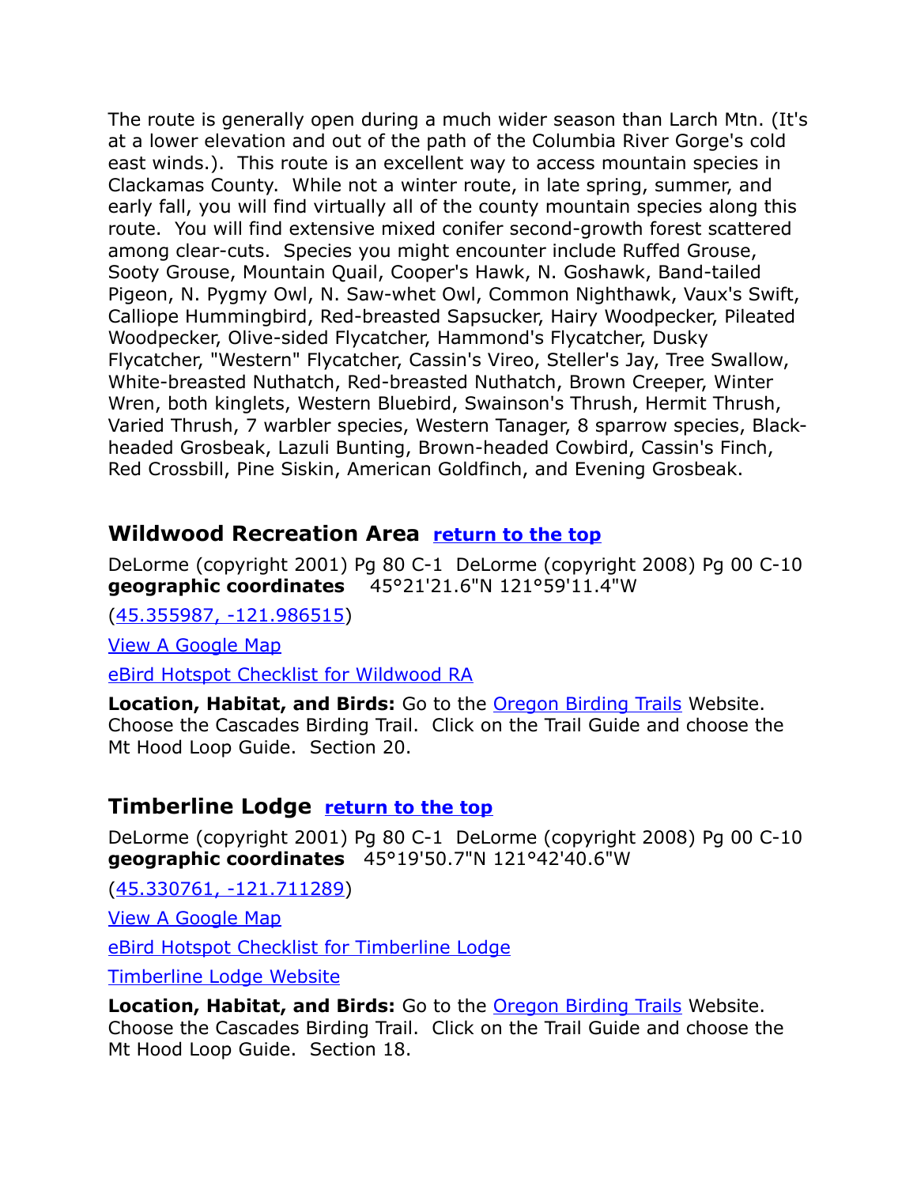The route is generally open during a much wider season than Larch Mtn. (It's at a lower elevation and out of the path of the Columbia River Gorge's cold east winds.). This route is an excellent way to access mountain species in Clackamas County. While not a winter route, in late spring, summer, and early fall, you will find virtually all of the county mountain species along this route. You will find extensive mixed conifer second-growth forest scattered among clear-cuts. Species you might encounter include Ruffed Grouse, Sooty Grouse, Mountain Quail, Cooper's Hawk, N. Goshawk, Band-tailed Pigeon, N. Pygmy Owl, N. Saw-whet Owl, Common Nighthawk, Vaux's Swift, Calliope Hummingbird, Red-breasted Sapsucker, Hairy Woodpecker, Pileated Woodpecker, Olive-sided Flycatcher, Hammond's Flycatcher, Dusky Flycatcher, "Western" Flycatcher, Cassin's Vireo, Steller's Jay, Tree Swallow, White-breasted Nuthatch, Red-breasted Nuthatch, Brown Creeper, Winter Wren, both kinglets, Western Bluebird, Swainson's Thrush, Hermit Thrush, Varied Thrush, 7 warbler species, Western Tanager, 8 sparrow species, Black-headed Grosbeak, Lazuli Bunting, Brown-headed Cowbird, Cassin's Finch, Red Crossbill, Pine Siskin, American Goldfinch, and Evening Grosbeak.

## Wildwood Recreation Area [return to the top]

DeLorme (copyright 2001) Pg 80 C-1 DeLorme (copyright 2008) Pg 00 C-10
**geographic coordinates** 45°21'21.6"N 121°59'11.4"W

(45.355987, -121.986515)

View A Google Map

eBird Hotspot Checklist for Wildwood RA

**Location, Habitat, and Birds:** Go to the Oregon Birding Trails Website. Choose the Cascades Birding Trail. Click on the Trail Guide and choose the Mt Hood Loop Guide. Section 20.

## Timberline Lodge [return to the top]

DeLorme (copyright 2001) Pg 80 C-1 DeLorme (copyright 2008) Pg 00 C-10
**geographic coordinates** 45°19'50.7"N 121°42'40.6"W

(45.330761, -121.711289)

View A Google Map

eBird Hotspot Checklist for Timberline Lodge

Timberline Lodge Website

**Location, Habitat, and Birds:** Go to the Oregon Birding Trails Website. Choose the Cascades Birding Trail. Click on the Trail Guide and choose the Mt Hood Loop Guide. Section 18.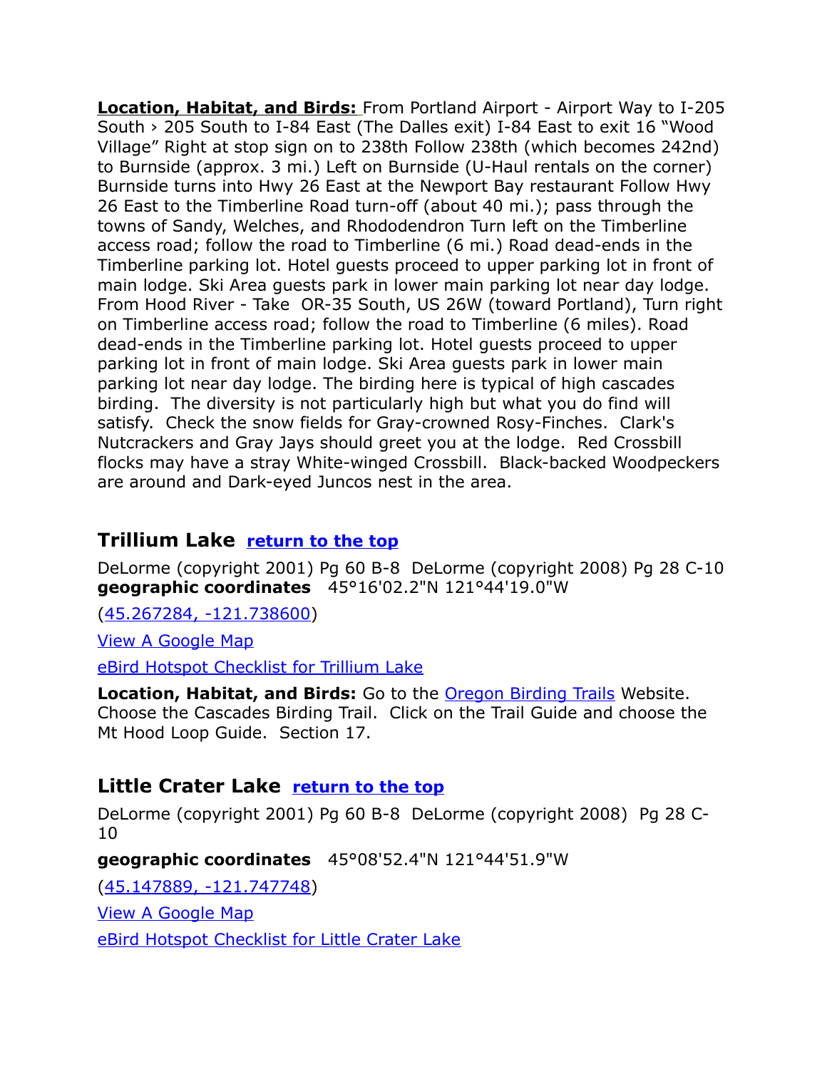**Location, Habitat, and Birds:** From Portland Airport - Airport Way to I-205 South › 205 South to I-84 East (The Dalles exit) I-84 East to exit 16 "Wood Village" Right at stop sign on to 238th Follow 238th (which becomes 242nd) to Burnside (approx. 3 mi.) Left on Burnside (U-Haul rentals on the corner) Burnside turns into Hwy 26 East at the Newport Bay restaurant Follow Hwy 26 East to the Timberline Road turn-off (about 40 mi.); pass through the towns of Sandy, Welches, and Rhododendron Turn left on the Timberline access road; follow the road to Timberline (6 mi.) Road dead-ends in the Timberline parking lot. Hotel guests proceed to upper parking lot in front of main lodge. Ski Area guests park in lower main parking lot near day lodge. From Hood River - Take OR-35 South, US 26W (toward Portland), Turn right on Timberline access road; follow the road to Timberline (6 miles). Road dead-ends in the Timberline parking lot. Hotel guests proceed to upper parking lot in front of main lodge. Ski Area guests park in lower main parking lot near day lodge. The birding here is typical of high cascades birding. The diversity is not particularly high but what you do find will satisfy. Check the snow fields for Gray-crowned Rosy-Finches. Clark's Nutcrackers and Gray Jays should greet you at the lodge. Red Crossbill flocks may have a stray White-winged Crossbill. Black-backed Woodpeckers are around and Dark-eyed Juncos nest in the area.

## Trillium Lake [return to the top]

DeLorme (copyright 2001) Pg 60 B-8 DeLorme (copyright 2008) Pg 28 C-10
**geographic coordinates** 45°16'02.2"N 121°44'19.0"W

(45.267284, -121.738600)

View A Google Map

eBird Hotspot Checklist for Trillium Lake

**Location, Habitat, and Birds:** Go to the Oregon Birding Trails Website. Choose the Cascades Birding Trail. Click on the Trail Guide and choose the Mt Hood Loop Guide. Section 17.

## Little Crater Lake [return to the top]

DeLorme (copyright 2001) Pg 60 B-8 DeLorme (copyright 2008) Pg 28 C-10

**geographic coordinates** 45°08'52.4"N 121°44'51.9"W

(45.147889, -121.747748)

View A Google Map

eBird Hotspot Checklist for Little Crater Lake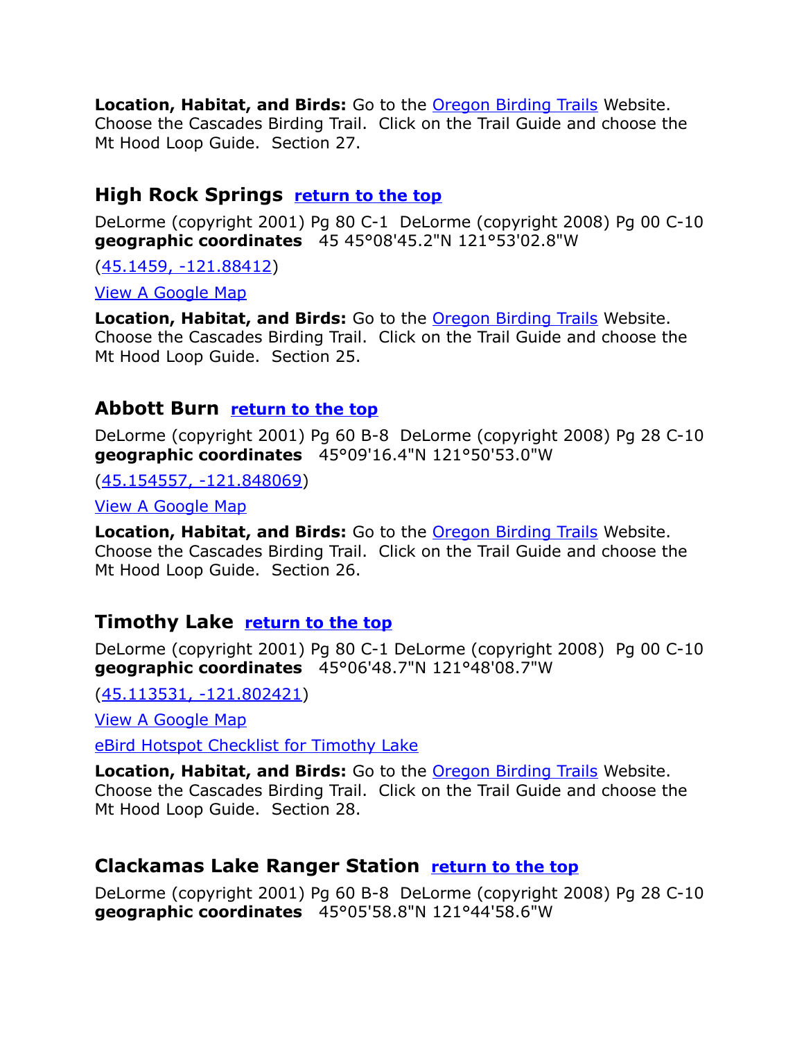**Location, Habitat, and Birds:** Go to the [Oregon Birding Trails]() Website. Choose the Cascades Birding Trail. Click on the Trail Guide and choose the Mt Hood Loop Guide. Section 27.

### High Rock Springs [return to the top]()

DeLorme (copyright 2001) Pg 80 C-1 DeLorme (copyright 2008) Pg 00 C-10
**geographic coordinates** 45 45°08'45.2"N 121°53'02.8"W

([45.1459, -121.88412]())

[View A Google Map]()

**Location, Habitat, and Birds:** Go to the [Oregon Birding Trails]() Website. Choose the Cascades Birding Trail. Click on the Trail Guide and choose the Mt Hood Loop Guide. Section 25.

### Abbott Burn [return to the top]()

DeLorme (copyright 2001) Pg 60 B-8 DeLorme (copyright 2008) Pg 28 C-10
**geographic coordinates** 45°09'16.4"N 121°50'53.0"W

([45.154557, -121.848069]())

[View A Google Map]()

**Location, Habitat, and Birds:** Go to the [Oregon Birding Trails]() Website. Choose the Cascades Birding Trail. Click on the Trail Guide and choose the Mt Hood Loop Guide. Section 26.

### Timothy Lake [return to the top]()

DeLorme (copyright 2001) Pg 80 C-1 DeLorme (copyright 2008) Pg 00 C-10
**geographic coordinates** 45°06'48.7"N 121°48'08.7"W

([45.113531, -121.802421]())

[View A Google Map]()

[eBird Hotspot Checklist for Timothy Lake]()

**Location, Habitat, and Birds:** Go to the [Oregon Birding Trails]() Website. Choose the Cascades Birding Trail. Click on the Trail Guide and choose the Mt Hood Loop Guide. Section 28.

### Clackamas Lake Ranger Station [return to the top]()

DeLorme (copyright 2001) Pg 60 B-8 DeLorme (copyright 2008) Pg 28 C-10
**geographic coordinates** 45°05'58.8"N 121°44'58.6"W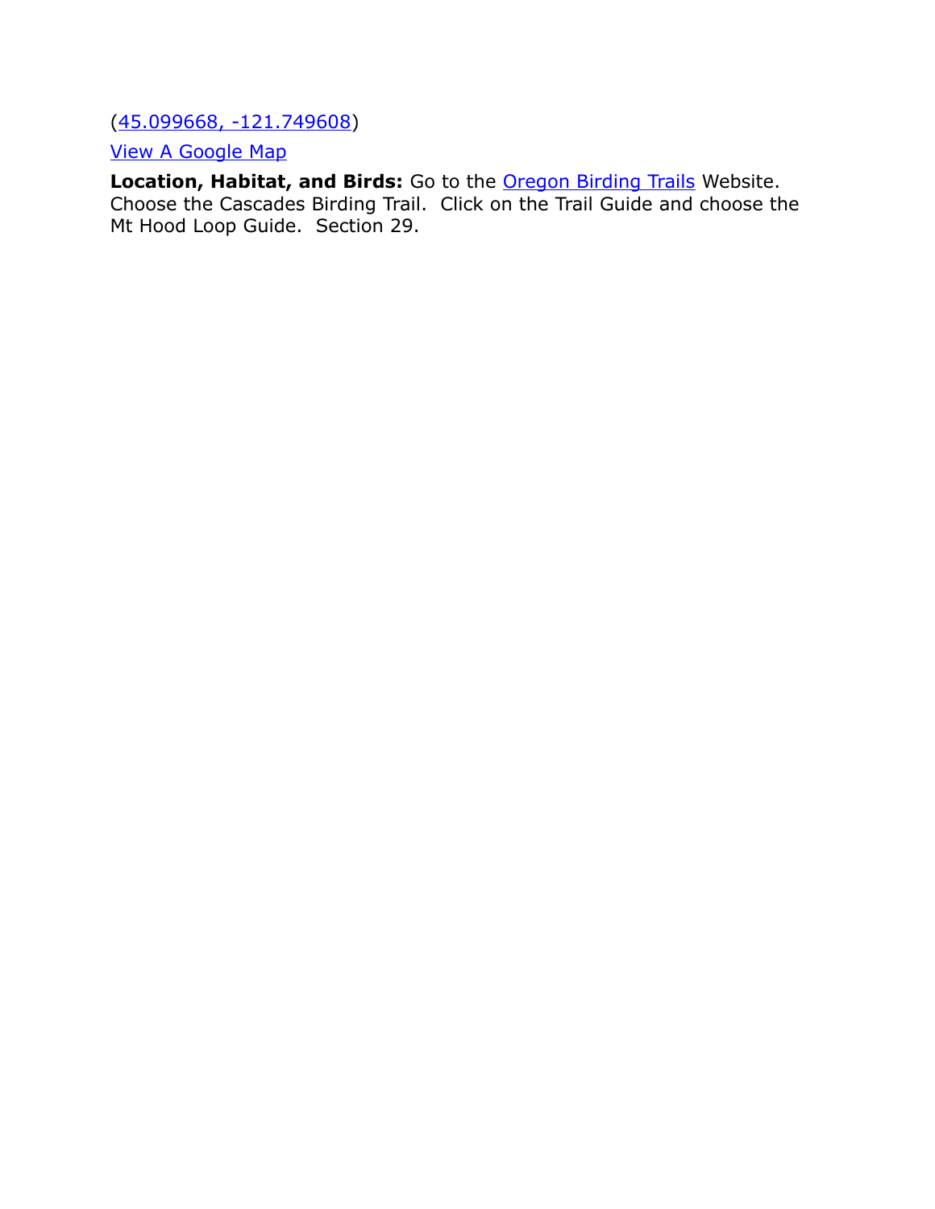([45.099668, -121.749608](#))

[View A Google Map](#)

**Location, Habitat, and Birds:** Go to the [Oregon Birding Trails](#) Website. Choose the Cascades Birding Trail. Click on the Trail Guide and choose the Mt Hood Loop Guide. Section 29.